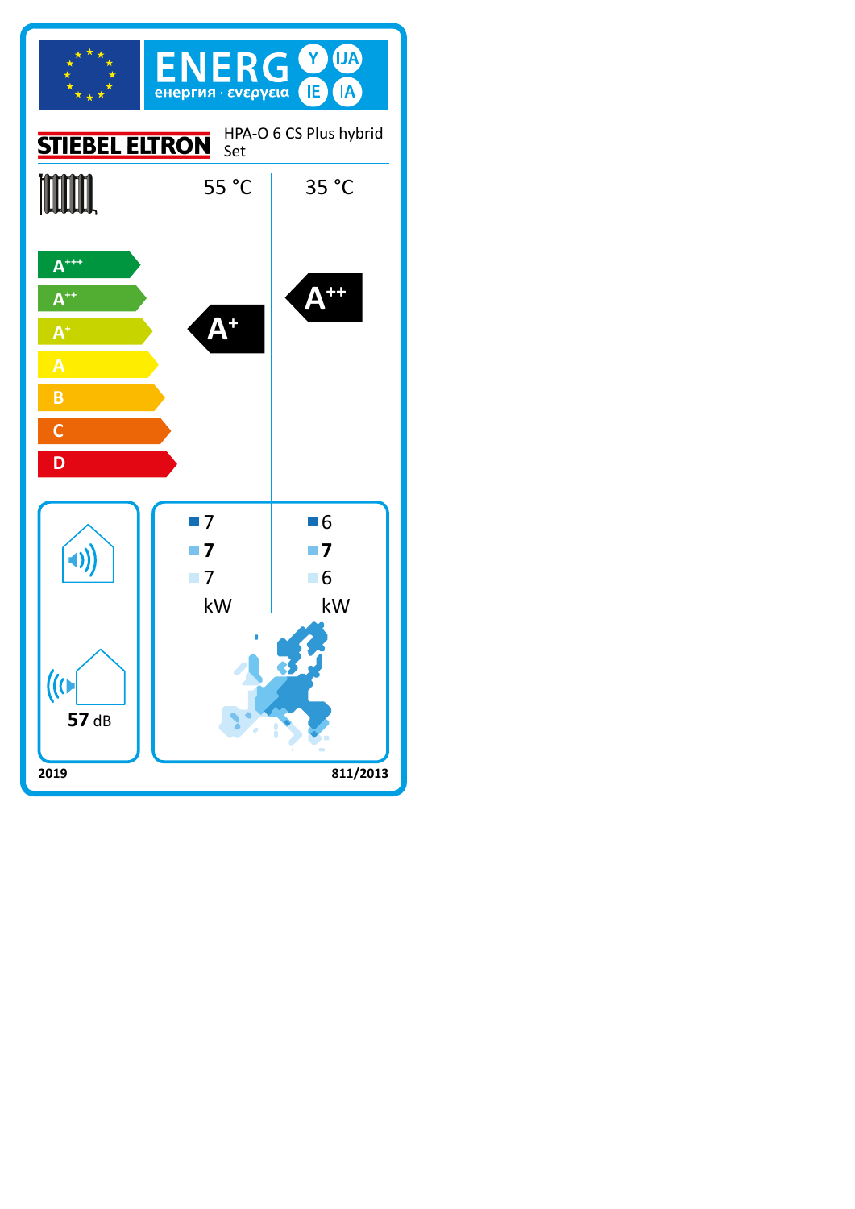ENERG Y IJA IE IA

енергия · ενεργεια

STIEBEL ELTRON

HPA-O 6 CS Plus hybrid Set

55 °C

35 °C

A+++

A++

A+

A

B

C

D

A+

A++

7

7

7

kW

6

7

6

kW

57 dB

2019

811/2013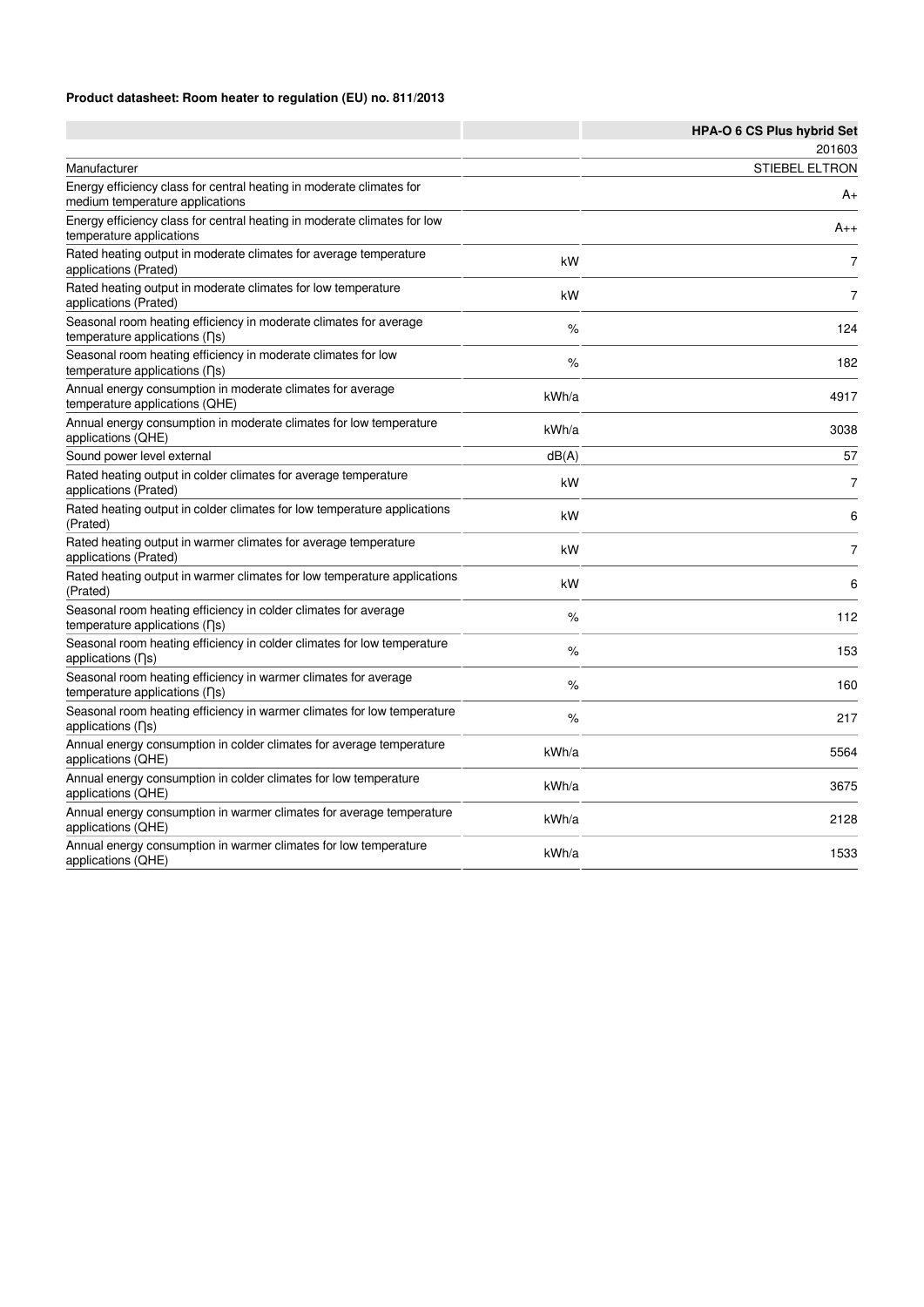**Product datasheet: Room heater to regulation (EU) no. 811/2013**

| | | HPA-O 6 CS Plus hybrid Set |
|---|---|---|
| | | 201603 |
| Manufacturer | | STIEBEL ELTRON |
| Energy efficiency class for central heating in moderate climates for medium temperature applications | | A+ |
| Energy efficiency class for central heating in moderate climates for low temperature applications | | A++ |
| Rated heating output in moderate climates for average temperature applications (Prated) | kW | 7 |
| Rated heating output in moderate climates for low temperature applications (Prated) | kW | 7 |
| Seasonal room heating efficiency in moderate climates for average temperature applications (Ƞs) | % | 124 |
| Seasonal room heating efficiency in moderate climates for low temperature applications (Ƞs) | % | 182 |
| Annual energy consumption in moderate climates for average temperature applications (QHE) | kWh/a | 4917 |
| Annual energy consumption in moderate climates for low temperature applications (QHE) | kWh/a | 3038 |
| Sound power level external | dB(A) | 57 |
| Rated heating output in colder climates for average temperature applications (Prated) | kW | 7 |
| Rated heating output in colder climates for low temperature applications (Prated) | kW | 6 |
| Rated heating output in warmer climates for average temperature applications (Prated) | kW | 7 |
| Rated heating output in warmer climates for low temperature applications (Prated) | kW | 6 |
| Seasonal room heating efficiency in colder climates for average temperature applications (Ƞs) | % | 112 |
| Seasonal room heating efficiency in colder climates for low temperature applications (Ƞs) | % | 153 |
| Seasonal room heating efficiency in warmer climates for average temperature applications (Ƞs) | % | 160 |
| Seasonal room heating efficiency in warmer climates for low temperature applications (Ƞs) | % | 217 |
| Annual energy consumption in colder climates for average temperature applications (QHE) | kWh/a | 5564 |
| Annual energy consumption in colder climates for low temperature applications (QHE) | kWh/a | 3675 |
| Annual energy consumption in warmer climates for average temperature applications (QHE) | kWh/a | 2128 |
| Annual energy consumption in warmer climates for low temperature applications (QHE) | kWh/a | 1533 |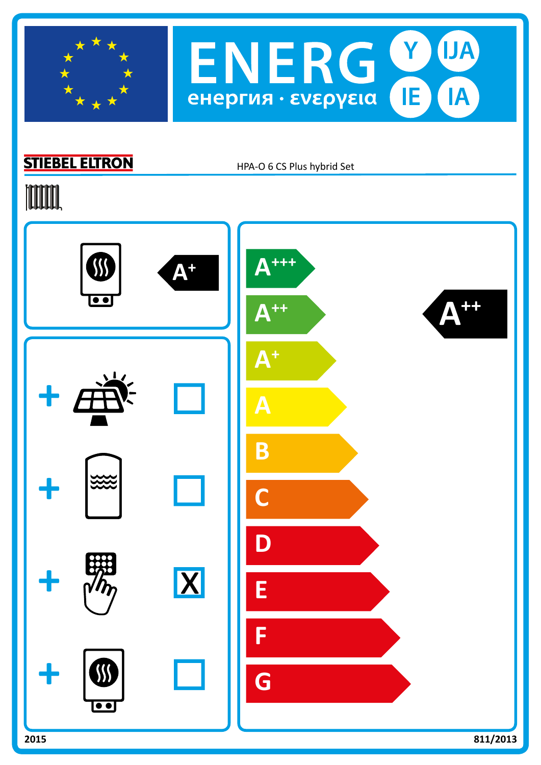ENERG Y IJA IE IA

енергия · ενεργεια

STIEBEL ELTRON

HPA-O 6 CS Plus hybrid Set

A+

+ ☐

+ ☐

+ X

+ ☐

A+++

A++

A+

A

B

C

D

E

F

G

A++

2015

811/2013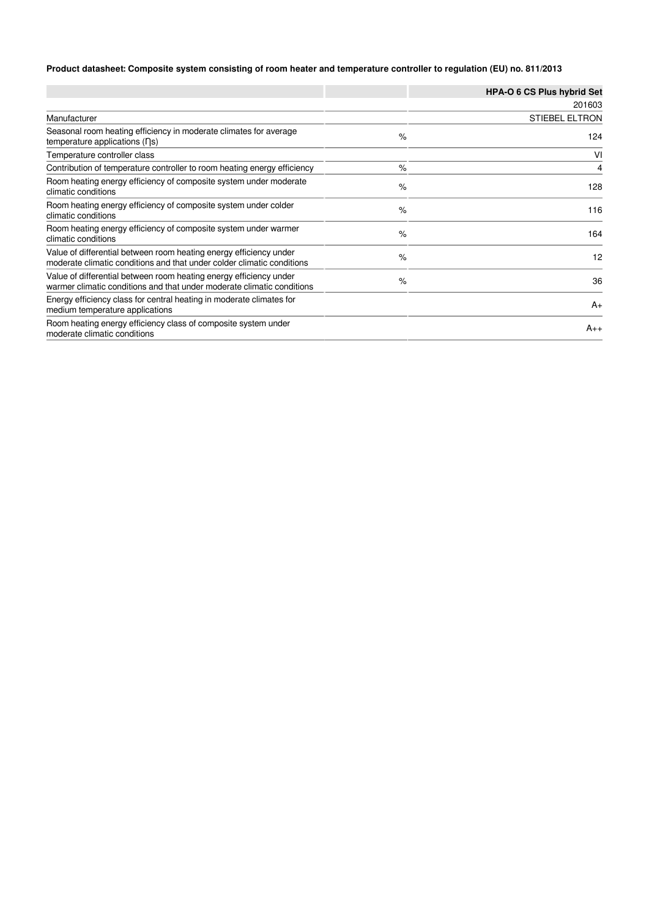**Product datasheet: Composite system consisting of room heater and temperature controller to regulation (EU) no. 811/2013**

| | | HPA-O 6 CS Plus hybrid Set |
|---|---|---|
| | | 201603 |
| Manufacturer | | STIEBEL ELTRON |
| Seasonal room heating efficiency in moderate climates for average temperature applications (Ƞs) | % | 124 |
| Temperature controller class | | VI |
| Contribution of temperature controller to room heating energy efficiency | % | 4 |
| Room heating energy efficiency of composite system under moderate climatic conditions | % | 128 |
| Room heating energy efficiency of composite system under colder climatic conditions | % | 116 |
| Room heating energy efficiency of composite system under warmer climatic conditions | % | 164 |
| Value of differential between room heating energy efficiency under moderate climatic conditions and that under colder climatic conditions | % | 12 |
| Value of differential between room heating energy efficiency under warmer climatic conditions and that under moderate climatic conditions | % | 36 |
| Energy efficiency class for central heating in moderate climates for medium temperature applications | | A+ |
| Room heating energy efficiency class of composite system under moderate climatic conditions | | A++ |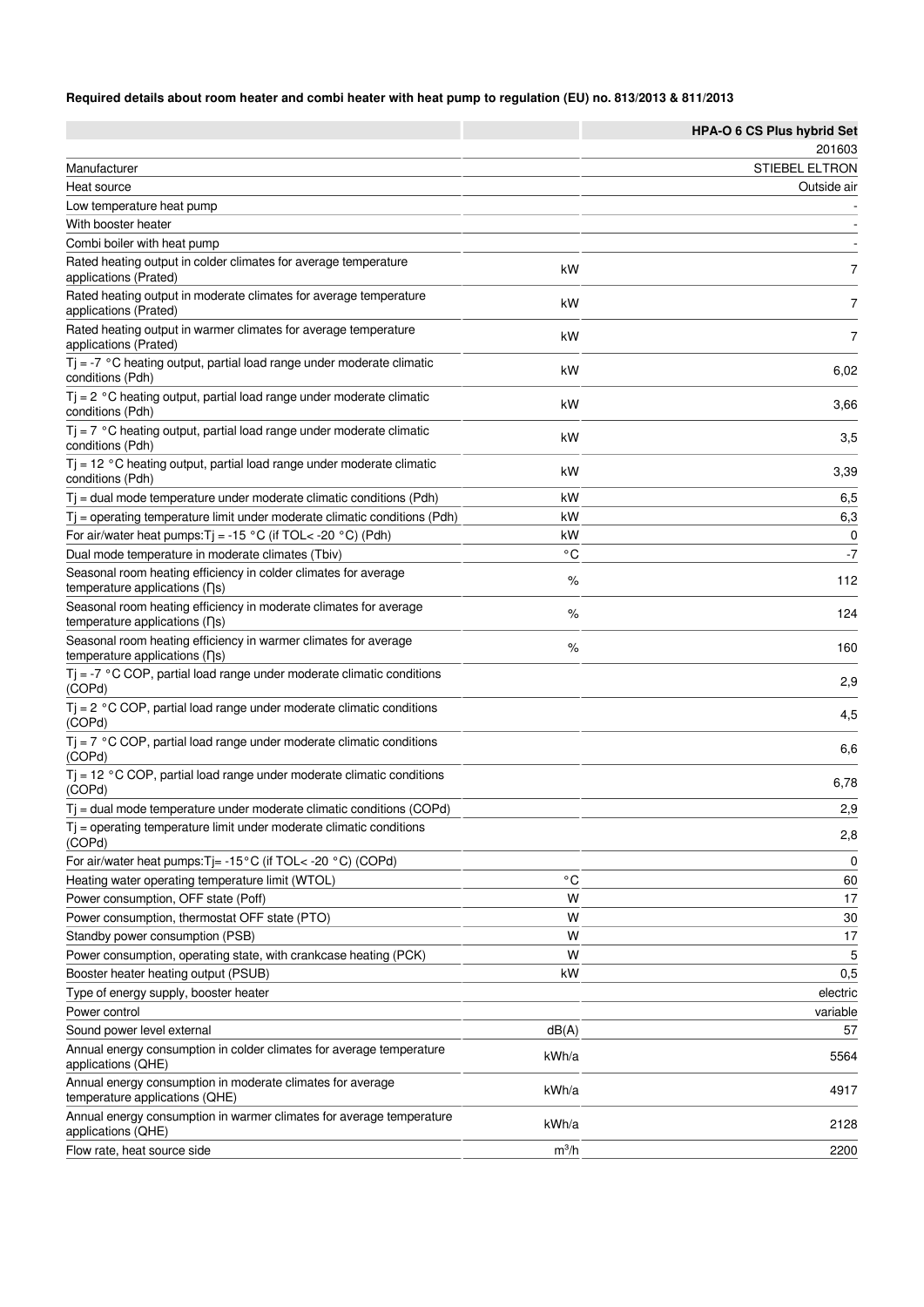**Required details about room heater and combi heater with heat pump to regulation (EU) no. 813/2013 & 811/2013**

| | | HPA-O 6 CS Plus hybrid Set |
|---|---|---|
| | | 201603 |
| Manufacturer | | STIEBEL ELTRON |
| Heat source | | Outside air |
| Low temperature heat pump | | - |
| With booster heater | | - |
| Combi boiler with heat pump | | - |
| Rated heating output in colder climates for average temperature applications (Prated) | kW | 7 |
| Rated heating output in moderate climates for average temperature applications (Prated) | kW | 7 |
| Rated heating output in warmer climates for average temperature applications (Prated) | kW | 7 |
| Tj = -7 °C heating output, partial load range under moderate climatic conditions (Pdh) | kW | 6,02 |
| Tj = 2 °C heating output, partial load range under moderate climatic conditions (Pdh) | kW | 3,66 |
| Tj = 7 °C heating output, partial load range under moderate climatic conditions (Pdh) | kW | 3,5 |
| Tj = 12 °C heating output, partial load range under moderate climatic conditions (Pdh) | kW | 3,39 |
| Tj = dual mode temperature under moderate climatic conditions (Pdh) | kW | 6,5 |
| Tj = operating temperature limit under moderate climatic conditions (Pdh) | kW | 6,3 |
| For air/water heat pumps:Tj = -15 °C (if TOL< -20 °C) (Pdh) | kW | 0 |
| Dual mode temperature in moderate climates (Tbiv) | °C | -7 |
| Seasonal room heating efficiency in colder climates for average temperature applications (ηs) | % | 112 |
| Seasonal room heating efficiency in moderate climates for average temperature applications (ηs) | % | 124 |
| Seasonal room heating efficiency in warmer climates for average temperature applications (ηs) | % | 160 |
| Tj = -7 °C COP, partial load range under moderate climatic conditions (COPd) | | 2,9 |
| Tj = 2 °C COP, partial load range under moderate climatic conditions (COPd) | | 4,5 |
| Tj = 7 °C COP, partial load range under moderate climatic conditions (COPd) | | 6,6 |
| Tj = 12 °C COP, partial load range under moderate climatic conditions (COPd) | | 6,78 |
| Tj = dual mode temperature under moderate climatic conditions (COPd) | | 2,9 |
| Tj = operating temperature limit under moderate climatic conditions (COPd) | | 2,8 |
| For air/water heat pumps:Tj= -15°C (if TOL< -20 °C) (COPd) | | 0 |
| Heating water operating temperature limit (WTOL) | °C | 60 |
| Power consumption, OFF state (Poff) | W | 17 |
| Power consumption, thermostat OFF state (PTO) | W | 30 |
| Standby power consumption (PSB) | W | 17 |
| Power consumption, operating state, with crankcase heating (PCK) | W | 5 |
| Booster heater heating output (PSUB) | kW | 0,5 |
| Type of energy supply, booster heater | | electric |
| Power control | | variable |
| Sound power level external | dB(A) | 57 |
| Annual energy consumption in colder climates for average temperature applications (QHE) | kWh/a | 5564 |
| Annual energy consumption in moderate climates for average temperature applications (QHE) | kWh/a | 4917 |
| Annual energy consumption in warmer climates for average temperature applications (QHE) | kWh/a | 2128 |
| Flow rate, heat source side | $m^3/h$ | 2200 |